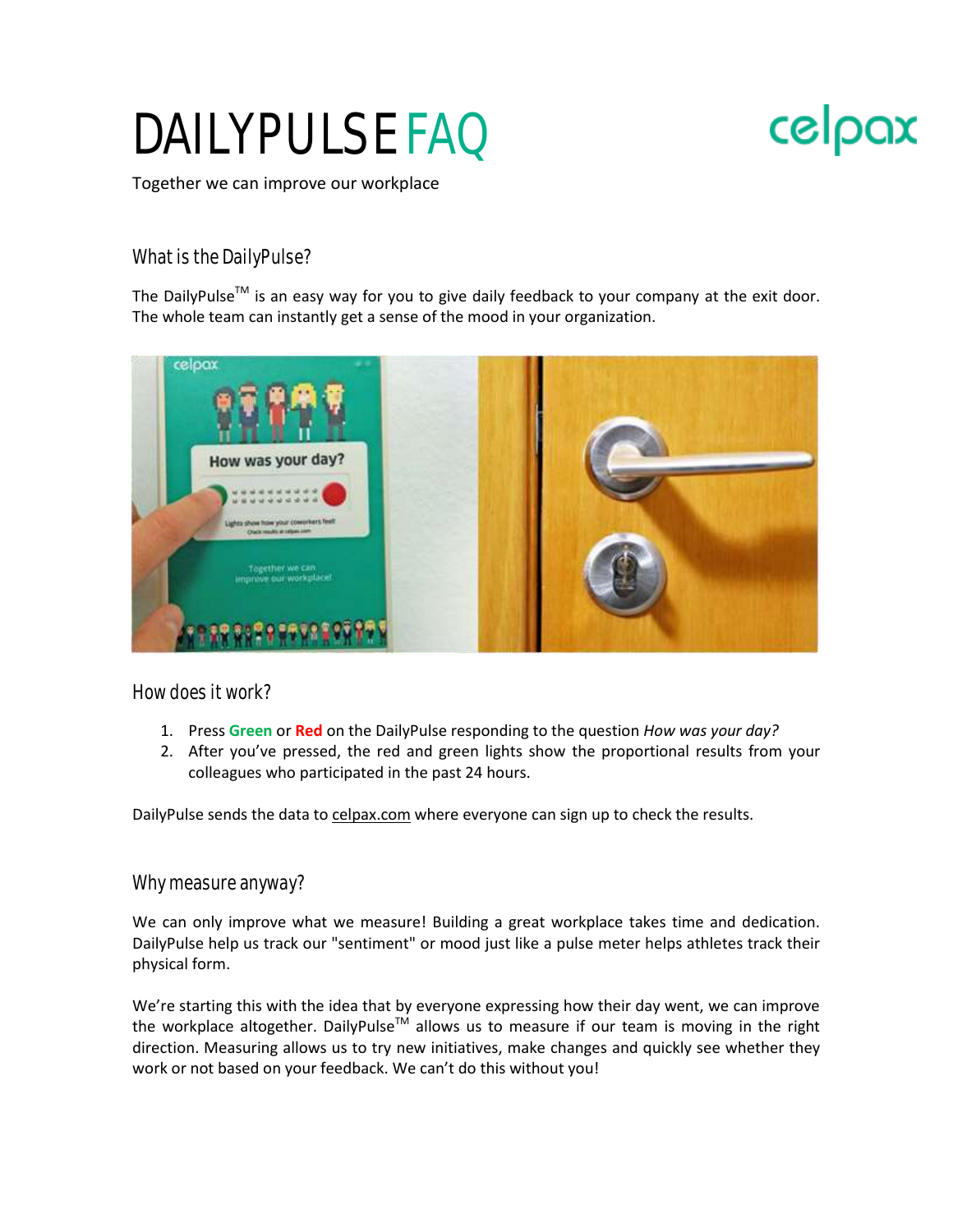# DAILYPULSE FAQ

Together we can improve our workplace

## What is the DailyPulse?

The DailyPulse™ is an easy way for you to give daily feedback to your company at the exit door. The whole team can instantly get a sense of the mood in your organization.

## How does it work?

1. Press **Green** or **Red** on the DailyPulse responding to the question *How was your day?*
2. After you've pressed, the red and green lights show the proportional results from your colleagues who participated in the past 24 hours.

DailyPulse sends the data to celpax.com where everyone can sign up to check the results.

## Why measure anyway?

We can only improve what we measure! Building a great workplace takes time and dedication. DailyPulse help us track our "sentiment" or mood just like a pulse meter helps athletes track their physical form.

We're starting this with the idea that by everyone expressing how their day went, we can improve the workplace altogether. DailyPulse™ allows us to measure if our team is moving in the right direction. Measuring allows us to try new initiatives, make changes and quickly see whether they work or not based on your feedback. We can't do this without you!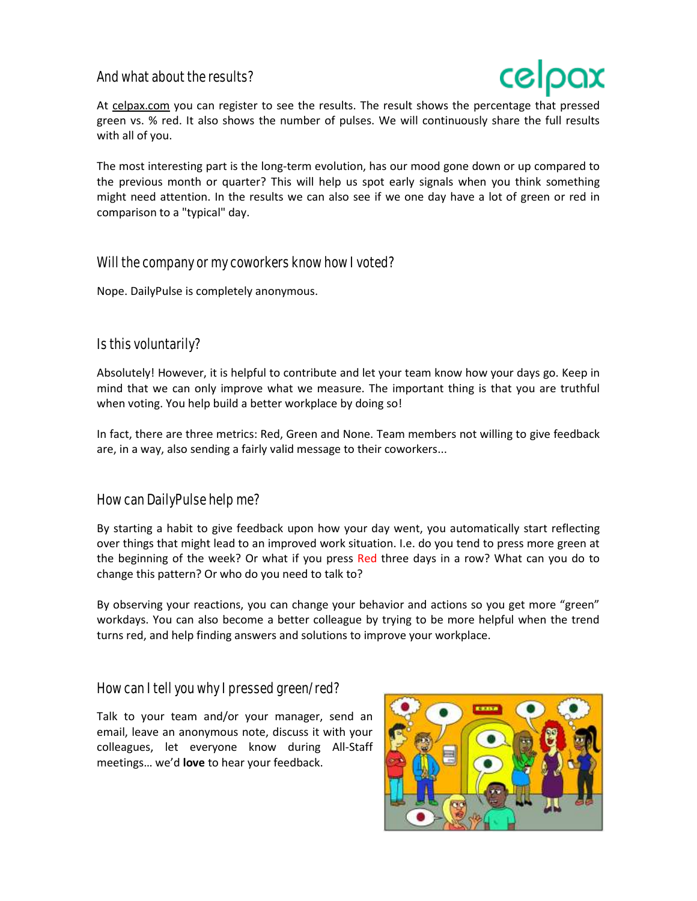## And what about the results?

At celpax.com you can register to see the results. The result shows the percentage that pressed green vs. % red. It also shows the number of pulses. We will continuously share the full results with all of you.

The most interesting part is the long-term evolution, has our mood gone down or up compared to the previous month or quarter? This will help us spot early signals when you think something might need attention. In the results we can also see if we one day have a lot of green or red in comparison to a "typical" day.

## Will the company or my coworkers know how I voted?

Nope. DailyPulse is completely anonymous.

## Is this voluntarily?

Absolutely! However, it is helpful to contribute and let your team know how your days go. Keep in mind that we can only improve what we measure. The important thing is that you are truthful when voting. You help build a better workplace by doing so!

In fact, there are three metrics: Red, Green and None. Team members not willing to give feedback are, in a way, also sending a fairly valid message to their coworkers...

## How can DailyPulse help me?

By starting a habit to give feedback upon how your day went, you automatically start reflecting over things that might lead to an improved work situation. I.e. do you tend to press more green at the beginning of the week? Or what if you press Red three days in a row? What can you do to change this pattern? Or who do you need to talk to?

By observing your reactions, you can change your behavior and actions so you get more "green" workdays. You can also become a better colleague by trying to be more helpful when the trend turns red, and help finding answers and solutions to improve your workplace.

## How can I tell you why I pressed green/red?

Talk to your team and/or your manager, send an email, leave an anonymous note, discuss it with your colleagues, let everyone know during All-Staff meetings… we'd **love** to hear your feedback.